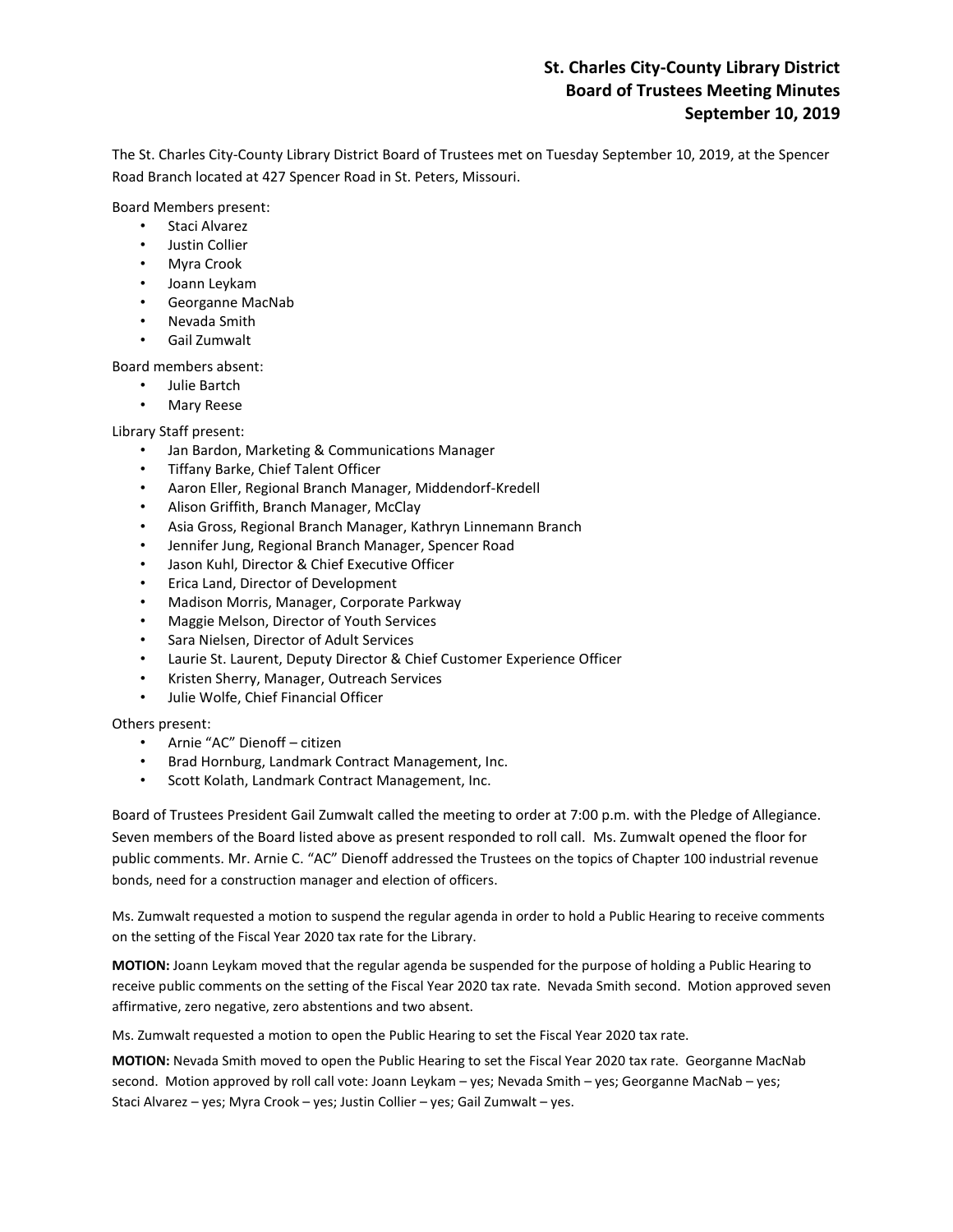# St. Charles City-County Library District
# Board of Trustees Meeting Minutes
# September 10, 2019

The St. Charles City-County Library District Board of Trustees met on Tuesday September 10, 2019, at the Spencer Road Branch located at 427 Spencer Road in St. Peters, Missouri.

Board Members present:

- Staci Alvarez
- Justin Collier
- Myra Crook
- Joann Leykam
- Georganne MacNab
- Nevada Smith
- Gail Zumwalt

Board members absent:

- Julie Bartch
- Mary Reese

Library Staff present:

- Jan Bardon, Marketing & Communications Manager
- Tiffany Barke, Chief Talent Officer
- Aaron Eller, Regional Branch Manager, Middendorf-Kredell
- Alison Griffith, Branch Manager, McClay
- Asia Gross, Regional Branch Manager, Kathryn Linnemann Branch
- Jennifer Jung, Regional Branch Manager, Spencer Road
- Jason Kuhl, Director & Chief Executive Officer
- Erica Land, Director of Development
- Madison Morris, Manager, Corporate Parkway
- Maggie Melson, Director of Youth Services
- Sara Nielsen, Director of Adult Services
- Laurie St. Laurent, Deputy Director & Chief Customer Experience Officer
- Kristen Sherry, Manager, Outreach Services
- Julie Wolfe, Chief Financial Officer

Others present:

- Arnie "AC" Dienoff – citizen
- Brad Hornburg, Landmark Contract Management, Inc.
- Scott Kolath, Landmark Contract Management, Inc.

Board of Trustees President Gail Zumwalt called the meeting to order at 7:00 p.m. with the Pledge of Allegiance. Seven members of the Board listed above as present responded to roll call. Ms. Zumwalt opened the floor for public comments. Mr. Arnie C. "AC" Dienoff addressed the Trustees on the topics of Chapter 100 industrial revenue bonds, need for a construction manager and election of officers.

Ms. Zumwalt requested a motion to suspend the regular agenda in order to hold a Public Hearing to receive comments on the setting of the Fiscal Year 2020 tax rate for the Library.

**MOTION:** Joann Leykam moved that the regular agenda be suspended for the purpose of holding a Public Hearing to receive public comments on the setting of the Fiscal Year 2020 tax rate. Nevada Smith second. Motion approved seven affirmative, zero negative, zero abstentions and two absent.

Ms. Zumwalt requested a motion to open the Public Hearing to set the Fiscal Year 2020 tax rate.

**MOTION:** Nevada Smith moved to open the Public Hearing to set the Fiscal Year 2020 tax rate. Georganne MacNab second. Motion approved by roll call vote: Joann Leykam – yes; Nevada Smith – yes; Georganne MacNab – yes; Staci Alvarez – yes; Myra Crook – yes; Justin Collier – yes; Gail Zumwalt – yes.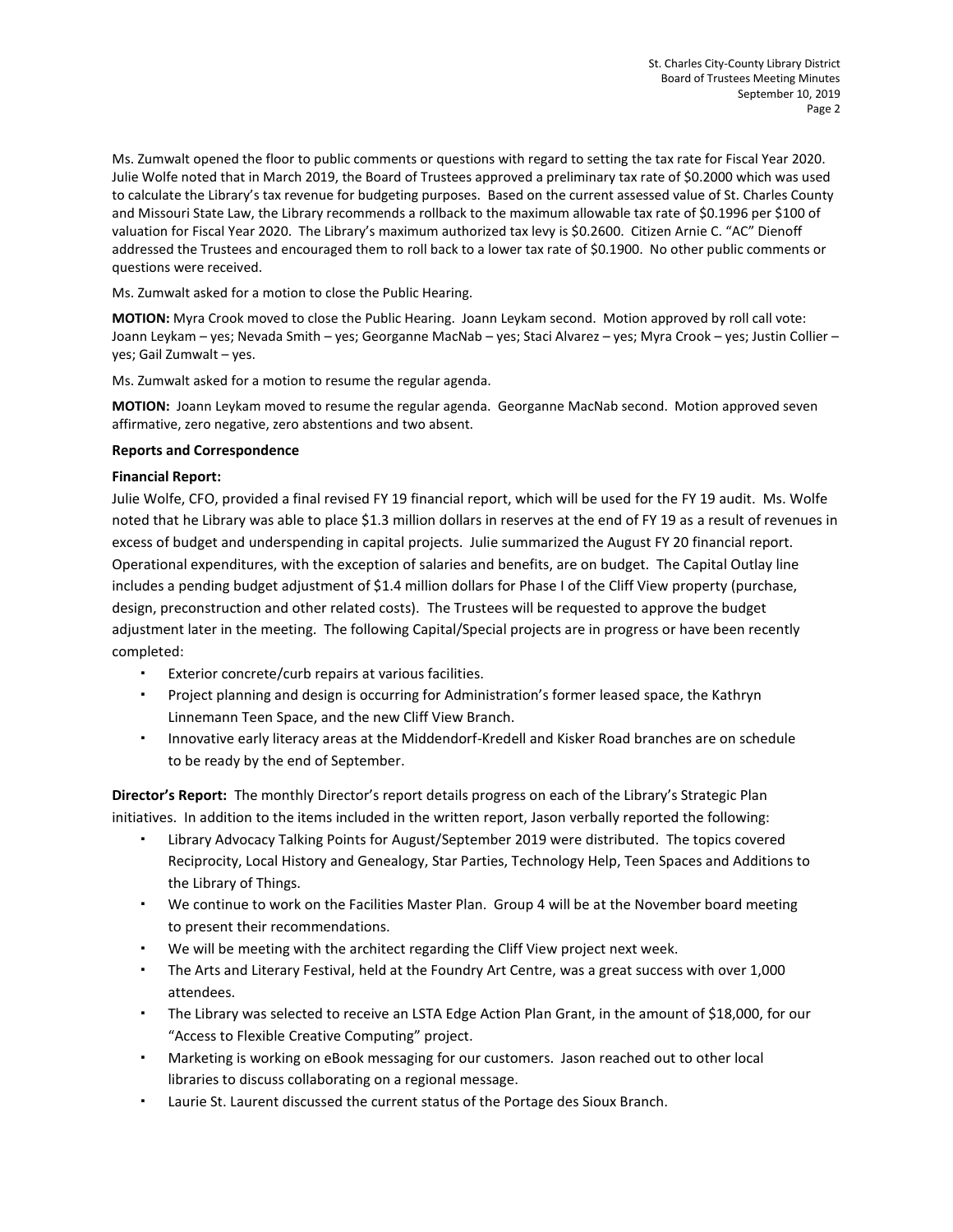Ms. Zumwalt opened the floor to public comments or questions with regard to setting the tax rate for Fiscal Year 2020. Julie Wolfe noted that in March 2019, the Board of Trustees approved a preliminary tax rate of $0.2000 which was used to calculate the Library's tax revenue for budgeting purposes. Based on the current assessed value of St. Charles County and Missouri State Law, the Library recommends a rollback to the maximum allowable tax rate of $0.1996 per $100 of valuation for Fiscal Year 2020. The Library's maximum authorized tax levy is $0.2600. Citizen Arnie C. "AC" Dienoff addressed the Trustees and encouraged them to roll back to a lower tax rate of $0.1900. No other public comments or questions were received.

Ms. Zumwalt asked for a motion to close the Public Hearing.

**MOTION:** Myra Crook moved to close the Public Hearing. Joann Leykam second. Motion approved by roll call vote: Joann Leykam – yes; Nevada Smith – yes; Georganne MacNab – yes; Staci Alvarez – yes; Myra Crook – yes; Justin Collier – yes; Gail Zumwalt – yes.

Ms. Zumwalt asked for a motion to resume the regular agenda.

**MOTION:** Joann Leykam moved to resume the regular agenda. Georganne MacNab second. Motion approved seven affirmative, zero negative, zero abstentions and two absent.

**Reports and Correspondence**

**Financial Report:**

Julie Wolfe, CFO, provided a final revised FY 19 financial report, which will be used for the FY 19 audit. Ms. Wolfe noted that he Library was able to place $1.3 million dollars in reserves at the end of FY 19 as a result of revenues in excess of budget and underspending in capital projects. Julie summarized the August FY 20 financial report. Operational expenditures, with the exception of salaries and benefits, are on budget. The Capital Outlay line includes a pending budget adjustment of $1.4 million dollars for Phase I of the Cliff View property (purchase, design, preconstruction and other related costs). The Trustees will be requested to approve the budget adjustment later in the meeting. The following Capital/Special projects are in progress or have been recently completed:

- Exterior concrete/curb repairs at various facilities.
- Project planning and design is occurring for Administration's former leased space, the Kathryn Linnemann Teen Space, and the new Cliff View Branch.
- Innovative early literacy areas at the Middendorf-Kredell and Kisker Road branches are on schedule to be ready by the end of September.

**Director's Report:** The monthly Director's report details progress on each of the Library's Strategic Plan initiatives. In addition to the items included in the written report, Jason verbally reported the following:

- Library Advocacy Talking Points for August/September 2019 were distributed. The topics covered Reciprocity, Local History and Genealogy, Star Parties, Technology Help, Teen Spaces and Additions to the Library of Things.
- We continue to work on the Facilities Master Plan. Group 4 will be at the November board meeting to present their recommendations.
- We will be meeting with the architect regarding the Cliff View project next week.
- The Arts and Literary Festival, held at the Foundry Art Centre, was a great success with over 1,000 attendees.
- The Library was selected to receive an LSTA Edge Action Plan Grant, in the amount of $18,000, for our "Access to Flexible Creative Computing" project.
- Marketing is working on eBook messaging for our customers. Jason reached out to other local libraries to discuss collaborating on a regional message.
- Laurie St. Laurent discussed the current status of the Portage des Sioux Branch.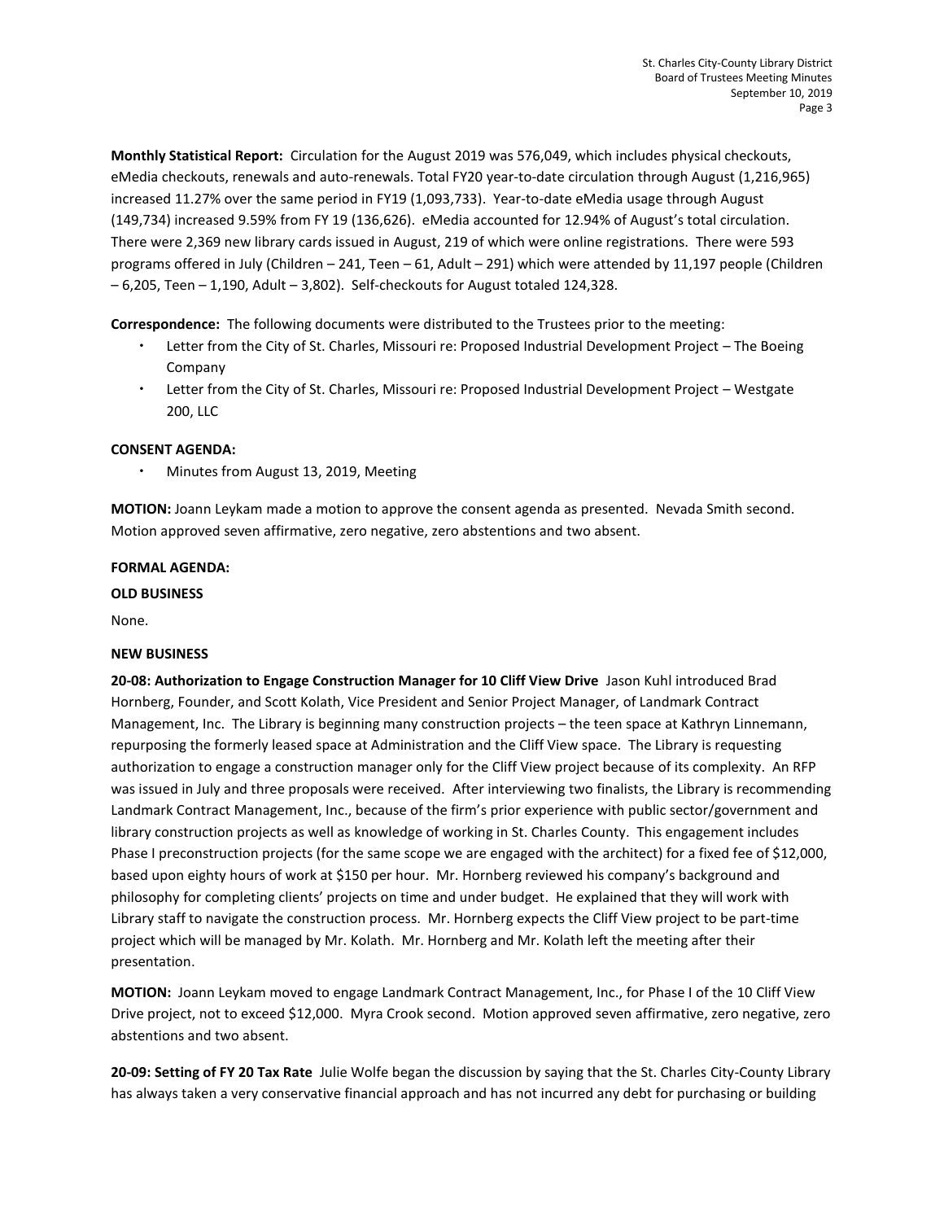**Monthly Statistical Report:** Circulation for the August 2019 was 576,049, which includes physical checkouts, eMedia checkouts, renewals and auto-renewals. Total FY20 year-to-date circulation through August (1,216,965) increased 11.27% over the same period in FY19 (1,093,733). Year-to-date eMedia usage through August (149,734) increased 9.59% from FY 19 (136,626). eMedia accounted for 12.94% of August's total circulation. There were 2,369 new library cards issued in August, 219 of which were online registrations. There were 593 programs offered in July (Children – 241, Teen – 61, Adult – 291) which were attended by 11,197 people (Children – 6,205, Teen – 1,190, Adult – 3,802). Self-checkouts for August totaled 124,328.

**Correspondence:** The following documents were distributed to the Trustees prior to the meeting:

- Letter from the City of St. Charles, Missouri re: Proposed Industrial Development Project – The Boeing Company
- Letter from the City of St. Charles, Missouri re: Proposed Industrial Development Project – Westgate 200, LLC

**CONSENT AGENDA:**

- Minutes from August 13, 2019, Meeting

**MOTION:** Joann Leykam made a motion to approve the consent agenda as presented. Nevada Smith second. Motion approved seven affirmative, zero negative, zero abstentions and two absent.

**FORMAL AGENDA:**

**OLD BUSINESS**

None.

**NEW BUSINESS**

**20-08: Authorization to Engage Construction Manager for 10 Cliff View Drive** Jason Kuhl introduced Brad Hornberg, Founder, and Scott Kolath, Vice President and Senior Project Manager, of Landmark Contract Management, Inc. The Library is beginning many construction projects – the teen space at Kathryn Linnemann, repurposing the formerly leased space at Administration and the Cliff View space. The Library is requesting authorization to engage a construction manager only for the Cliff View project because of its complexity. An RFP was issued in July and three proposals were received. After interviewing two finalists, the Library is recommending Landmark Contract Management, Inc., because of the firm's prior experience with public sector/government and library construction projects as well as knowledge of working in St. Charles County. This engagement includes Phase I preconstruction projects (for the same scope we are engaged with the architect) for a fixed fee of $12,000, based upon eighty hours of work at $150 per hour. Mr. Hornberg reviewed his company's background and philosophy for completing clients' projects on time and under budget. He explained that they will work with Library staff to navigate the construction process. Mr. Hornberg expects the Cliff View project to be part-time project which will be managed by Mr. Kolath. Mr. Hornberg and Mr. Kolath left the meeting after their presentation.

**MOTION:** Joann Leykam moved to engage Landmark Contract Management, Inc., for Phase I of the 10 Cliff View Drive project, not to exceed $12,000. Myra Crook second. Motion approved seven affirmative, zero negative, zero abstentions and two absent.

**20-09: Setting of FY 20 Tax Rate** Julie Wolfe began the discussion by saying that the St. Charles City-County Library has always taken a very conservative financial approach and has not incurred any debt for purchasing or building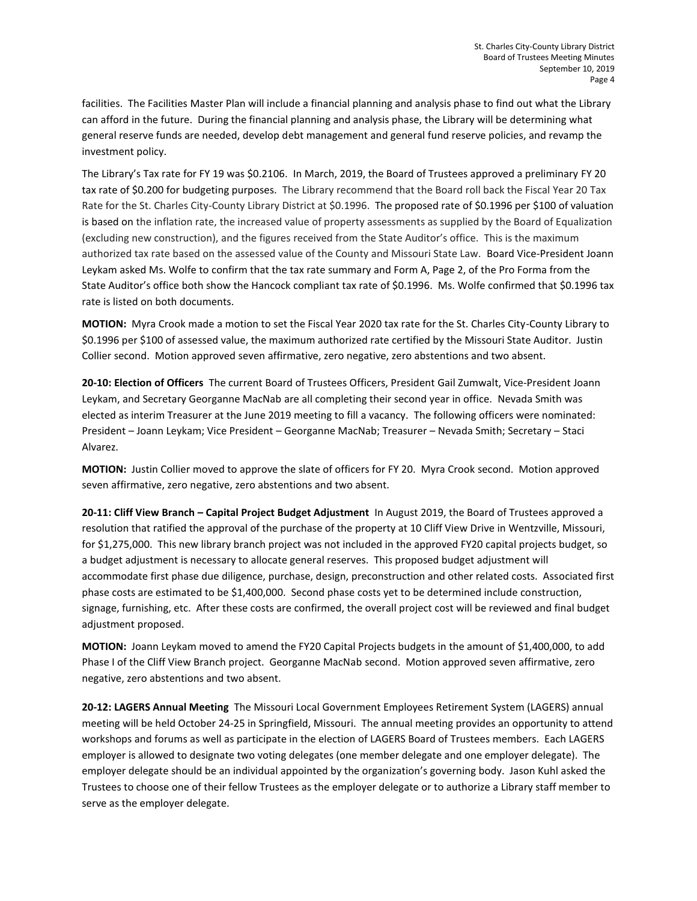facilities. The Facilities Master Plan will include a financial planning and analysis phase to find out what the Library can afford in the future. During the financial planning and analysis phase, the Library will be determining what general reserve funds are needed, develop debt management and general fund reserve policies, and revamp the investment policy.

The Library's Tax rate for FY 19 was $0.2106. In March, 2019, the Board of Trustees approved a preliminary FY 20 tax rate of $0.200 for budgeting purposes. The Library recommend that the Board roll back the Fiscal Year 20 Tax Rate for the St. Charles City-County Library District at $0.1996. The proposed rate of $0.1996 per $100 of valuation is based on the inflation rate, the increased value of property assessments as supplied by the Board of Equalization (excluding new construction), and the figures received from the State Auditor's office. This is the maximum authorized tax rate based on the assessed value of the County and Missouri State Law. Board Vice-President Joann Leykam asked Ms. Wolfe to confirm that the tax rate summary and Form A, Page 2, of the Pro Forma from the State Auditor's office both show the Hancock compliant tax rate of $0.1996. Ms. Wolfe confirmed that $0.1996 tax rate is listed on both documents.

**MOTION:** Myra Crook made a motion to set the Fiscal Year 2020 tax rate for the St. Charles City-County Library to $0.1996 per $100 of assessed value, the maximum authorized rate certified by the Missouri State Auditor. Justin Collier second. Motion approved seven affirmative, zero negative, zero abstentions and two absent.

**20-10: Election of Officers** The current Board of Trustees Officers, President Gail Zumwalt, Vice-President Joann Leykam, and Secretary Georganne MacNab are all completing their second year in office. Nevada Smith was elected as interim Treasurer at the June 2019 meeting to fill a vacancy. The following officers were nominated: President – Joann Leykam; Vice President – Georganne MacNab; Treasurer – Nevada Smith; Secretary – Staci Alvarez.

**MOTION:** Justin Collier moved to approve the slate of officers for FY 20. Myra Crook second. Motion approved seven affirmative, zero negative, zero abstentions and two absent.

**20-11: Cliff View Branch – Capital Project Budget Adjustment** In August 2019, the Board of Trustees approved a resolution that ratified the approval of the purchase of the property at 10 Cliff View Drive in Wentzville, Missouri, for $1,275,000. This new library branch project was not included in the approved FY20 capital projects budget, so a budget adjustment is necessary to allocate general reserves. This proposed budget adjustment will accommodate first phase due diligence, purchase, design, preconstruction and other related costs. Associated first phase costs are estimated to be $1,400,000. Second phase costs yet to be determined include construction, signage, furnishing, etc. After these costs are confirmed, the overall project cost will be reviewed and final budget adjustment proposed.

**MOTION:** Joann Leykam moved to amend the FY20 Capital Projects budgets in the amount of $1,400,000, to add Phase I of the Cliff View Branch project. Georganne MacNab second. Motion approved seven affirmative, zero negative, zero abstentions and two absent.

**20-12: LAGERS Annual Meeting** The Missouri Local Government Employees Retirement System (LAGERS) annual meeting will be held October 24-25 in Springfield, Missouri. The annual meeting provides an opportunity to attend workshops and forums as well as participate in the election of LAGERS Board of Trustees members. Each LAGERS employer is allowed to designate two voting delegates (one member delegate and one employer delegate). The employer delegate should be an individual appointed by the organization's governing body. Jason Kuhl asked the Trustees to choose one of their fellow Trustees as the employer delegate or to authorize a Library staff member to serve as the employer delegate.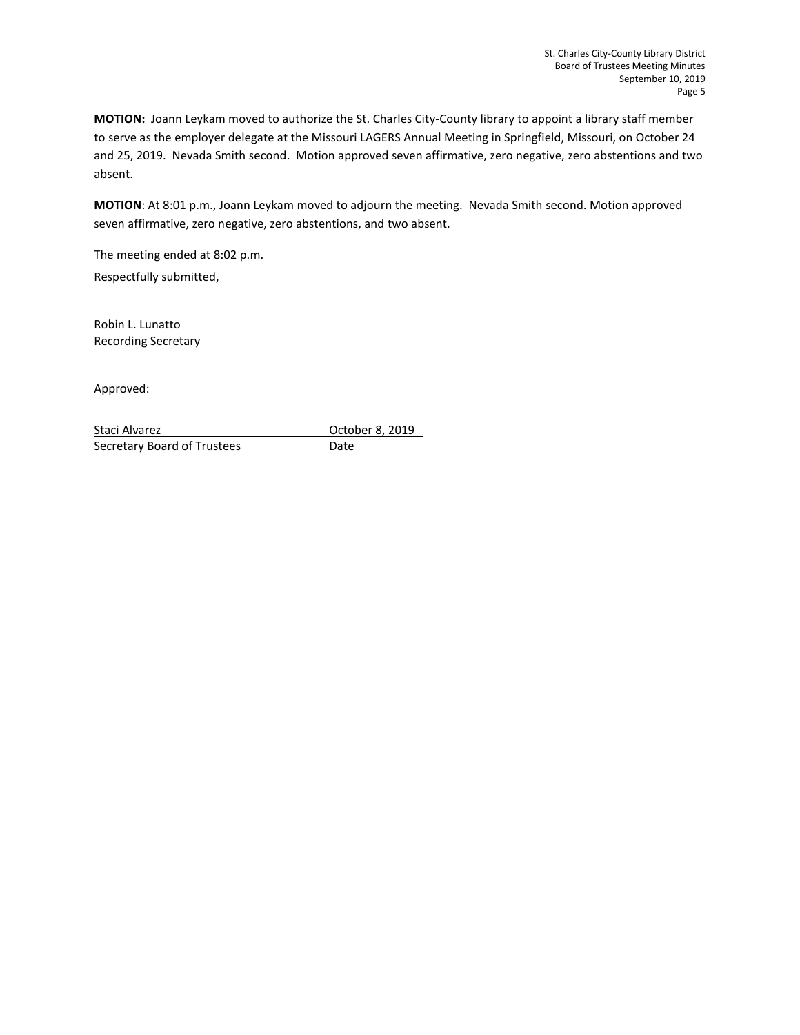**MOTION:** Joann Leykam moved to authorize the St. Charles City-County library to appoint a library staff member to serve as the employer delegate at the Missouri LAGERS Annual Meeting in Springfield, Missouri, on October 24 and 25, 2019. Nevada Smith second. Motion approved seven affirmative, zero negative, zero abstentions and two absent.

**MOTION**: At 8:01 p.m., Joann Leykam moved to adjourn the meeting. Nevada Smith second. Motion approved seven affirmative, zero negative, zero abstentions, and two absent.

The meeting ended at 8:02 p.m.

Respectfully submitted,

Robin L. Lunatto
Recording Secretary

Approved:

| | |
|---|---|
| Staci Alvarez | October 8, 2019 |
| Secretary Board of Trustees | Date |